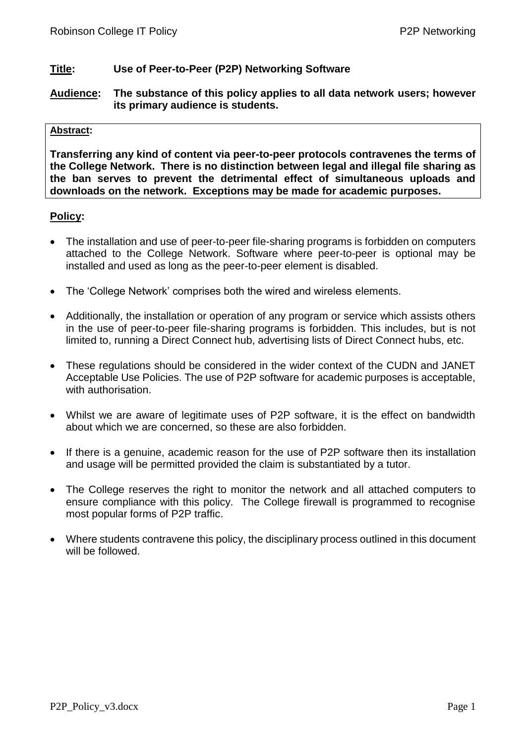**Title:** **Use of Peer-to-Peer (P2P) Networking Software**

**Audience:** **The substance of this policy applies to all data network users; however its primary audience is students.**

**Abstract:**

**Transferring any kind of content via peer-to-peer protocols contravenes the terms of the College Network. There is no distinction between legal and illegal file sharing as the ban serves to prevent the detrimental effect of simultaneous uploads and downloads on the network. Exceptions may be made for academic purposes.**

**Policy:**

- The installation and use of peer-to-peer file-sharing programs is forbidden on computers attached to the College Network. Software where peer-to-peer is optional may be installed and used as long as the peer-to-peer element is disabled.
- The 'College Network' comprises both the wired and wireless elements.
- Additionally, the installation or operation of any program or service which assists others in the use of peer-to-peer file-sharing programs is forbidden. This includes, but is not limited to, running a Direct Connect hub, advertising lists of Direct Connect hubs, etc.
- These regulations should be considered in the wider context of the CUDN and JANET Acceptable Use Policies. The use of P2P software for academic purposes is acceptable, with authorisation.
- Whilst we are aware of legitimate uses of P2P software, it is the effect on bandwidth about which we are concerned, so these are also forbidden.
- If there is a genuine, academic reason for the use of P2P software then its installation and usage will be permitted provided the claim is substantiated by a tutor.
- The College reserves the right to monitor the network and all attached computers to ensure compliance with this policy. The College firewall is programmed to recognise most popular forms of P2P traffic.
- Where students contravene this policy, the disciplinary process outlined in this document will be followed.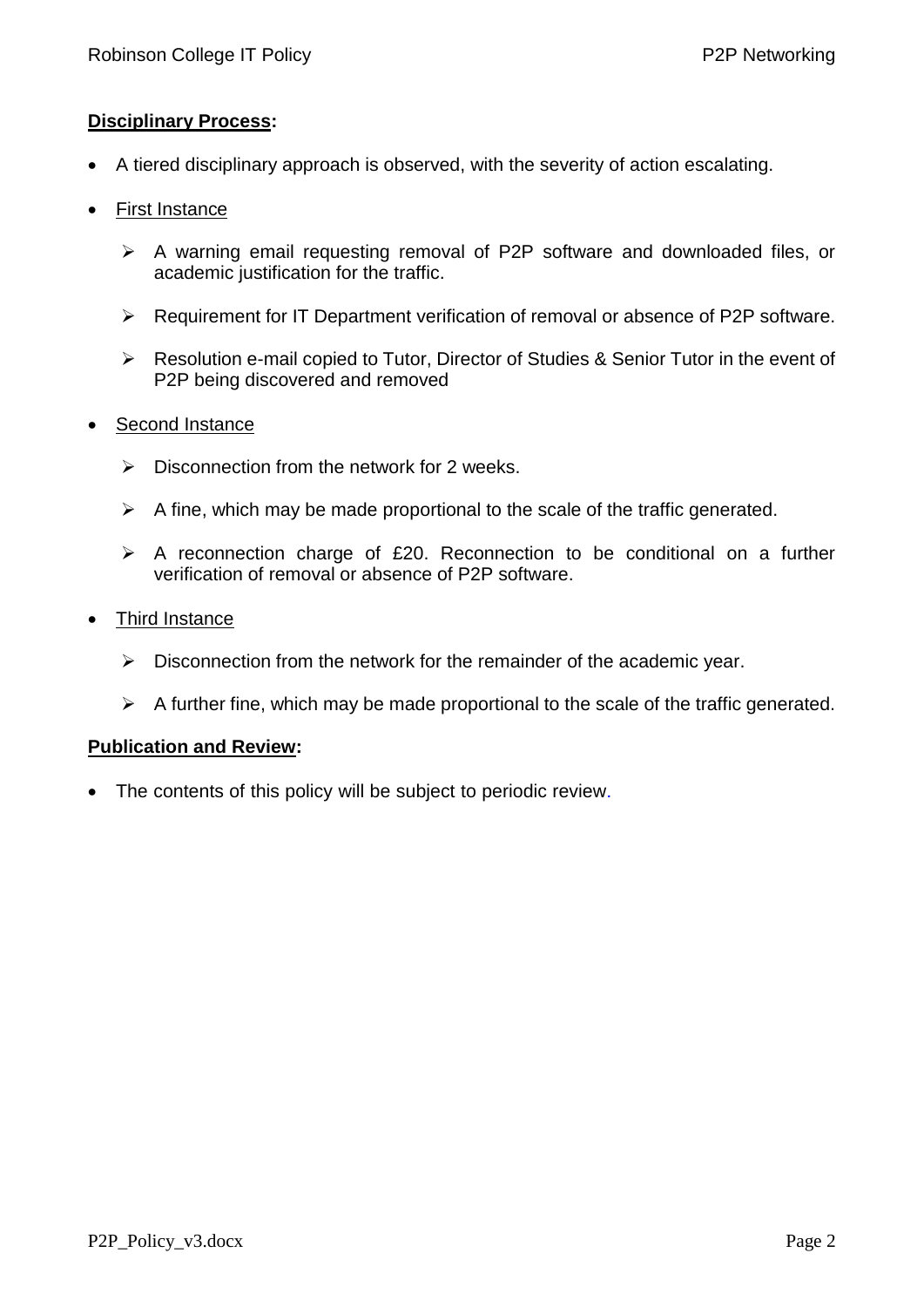**Disciplinary Process:**

- A tiered disciplinary approach is observed, with the severity of action escalating.
- First Instance
  - A warning email requesting removal of P2P software and downloaded files, or academic justification for the traffic.
  - Requirement for IT Department verification of removal or absence of P2P software.
  - Resolution e-mail copied to Tutor, Director of Studies & Senior Tutor in the event of P2P being discovered and removed
- Second Instance
  - Disconnection from the network for 2 weeks.
  - A fine, which may be made proportional to the scale of the traffic generated.
  - A reconnection charge of £20. Reconnection to be conditional on a further verification of removal or absence of P2P software.
- Third Instance
  - Disconnection from the network for the remainder of the academic year.
  - A further fine, which may be made proportional to the scale of the traffic generated.

**Publication and Review:**

- The contents of this policy will be subject to periodic review.